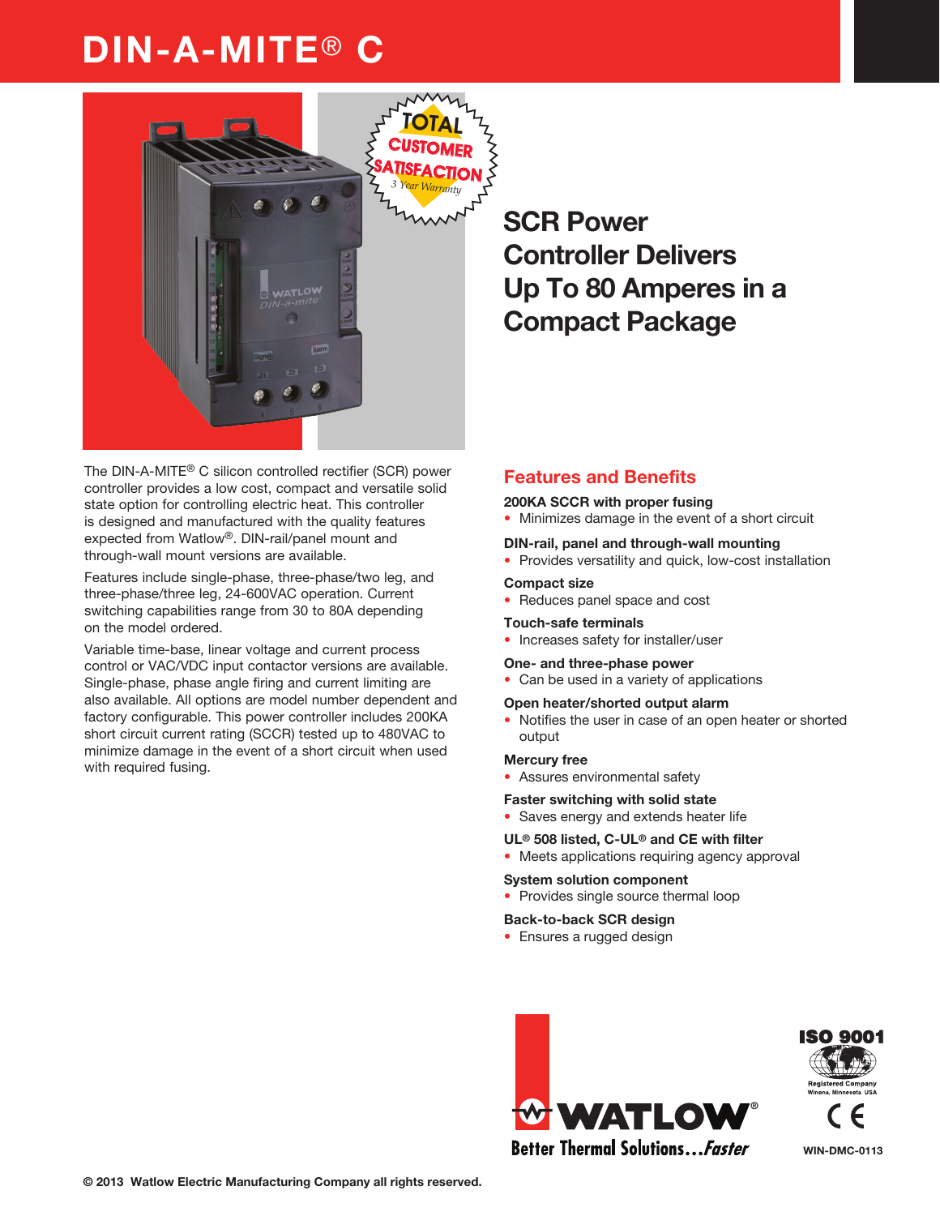# DIN-A-MITE® C

## SCR Power Controller Delivers Up To 80 Amperes in a Compact Package

The DIN-A-MITE® C silicon controlled rectifier (SCR) power controller provides a low cost, compact and versatile solid state option for controlling electric heat. This controller is designed and manufactured with the quality features expected from Watlow®. DIN-rail/panel mount and through-wall mount versions are available.

Features include single-phase, three-phase/two leg, and three-phase/three leg, 24-600VAC operation. Current switching capabilities range from 30 to 80A depending on the model ordered.

Variable time-base, linear voltage and current process control or VAC/VDC input contactor versions are available. Single-phase, phase angle firing and current limiting are also available. All options are model number dependent and factory configurable. This power controller includes 200KA short circuit current rating (SCCR) tested up to 480VAC to minimize damage in the event of a short circuit when used with required fusing.

## Features and Benefits

**200KA SCCR with proper fusing**
- Minimizes damage in the event of a short circuit

**DIN-rail, panel and through-wall mounting**
- Provides versatility and quick, low-cost installation

**Compact size**
- Reduces panel space and cost

**Touch-safe terminals**
- Increases safety for installer/user

**One- and three-phase power**
- Can be used in a variety of applications

**Open heater/shorted output alarm**
- Notifies the user in case of an open heater or shorted output

**Mercury free**
- Assures environmental safety

**Faster switching with solid state**
- Saves energy and extends heater life

**UL® 508 listed, C-UL® and CE with filter**
- Meets applications requiring agency approval

**System solution component**
- Provides single source thermal loop

**Back-to-back SCR design**
- Ensures a rugged design

WATLOW® Better Thermal Solutions...Faster

ISO 9001 Registered Company Winona, Minnesota USA

CE

WIN-DMC-0113

© 2013 Watlow Electric Manufacturing Company all rights reserved.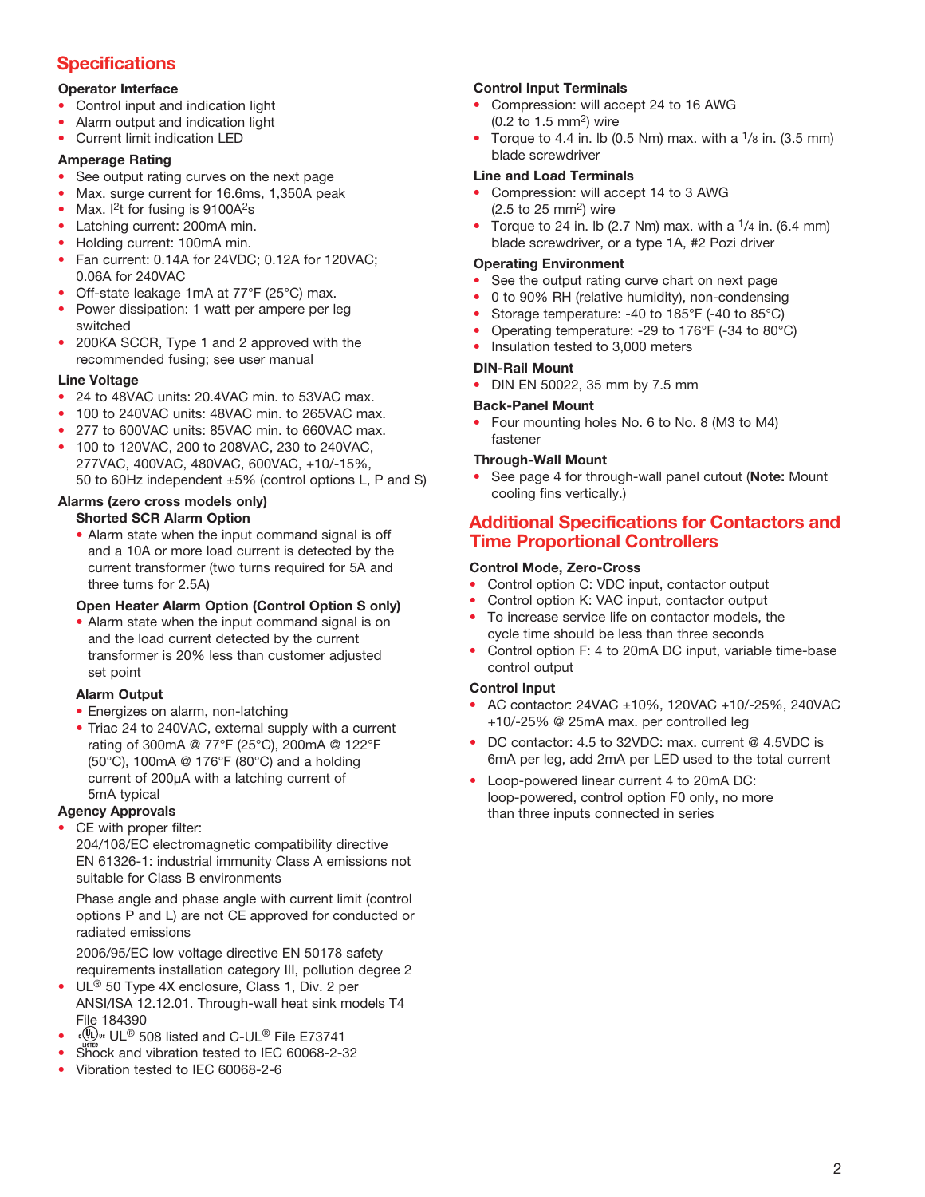## Specifications

### Operator Interface

- Control input and indication light
- Alarm output and indication light
- Current limit indication LED

### Amperage Rating

- See output rating curves on the next page
- Max. surge current for 16.6ms, 1,350A peak
- Max. $I^2t$ for fusing is $9100A^2s$
- Latching current: 200mA min.
- Holding current: 100mA min.
- Fan current: 0.14A for 24VDC; 0.12A for 120VAC; 0.06A for 240VAC
- Off-state leakage 1mA at 77°F (25°C) max.
- Power dissipation: 1 watt per ampere per leg switched
- 200KA SCCR, Type 1 and 2 approved with the recommended fusing; see user manual

### Line Voltage

- 24 to 48VAC units: 20.4VAC min. to 53VAC max.
- 100 to 240VAC units: 48VAC min. to 265VAC max.
- 277 to 600VAC units: 85VAC min. to 660VAC max.
- 100 to 120VAC, 200 to 208VAC, 230 to 240VAC, 277VAC, 400VAC, 480VAC, 600VAC, +10/-15%, 50 to 60Hz independent ±5% (control options L, P and S)

### Alarms (zero cross models only)

**Shorted SCR Alarm Option**

- Alarm state when the input command signal is off and a 10A or more load current is detected by the current transformer (two turns required for 5A and three turns for 2.5A)

**Open Heater Alarm Option (Control Option S only)**

- Alarm state when the input command signal is on and the load current detected by the current transformer is 20% less than customer adjusted set point

**Alarm Output**

- Energizes on alarm, non-latching
- Triac 24 to 240VAC, external supply with a current rating of 300mA @ 77°F (25°C), 200mA @ 122°F (50°C), 100mA @ 176°F (80°C) and a holding current of 200µA with a latching current of 5mA typical

### Agency Approvals

- CE with proper filter:
  204/108/EC electromagnetic compatibility directive EN 61326-1: industrial immunity Class A emissions not suitable for Class B environments

  Phase angle and phase angle with current limit (control options P and L) are not CE approved for conducted or radiated emissions

  2006/95/EC low voltage directive EN 50178 safety requirements installation category III, pollution degree 2
- UL® 50 Type 4X enclosure, Class 1, Div. 2 per ANSI/ISA 12.12.01. Through-wall heat sink models T4 File 184390
- c-UL-us LISTED UL® 508 listed and C-UL® File E73741
- Shock and vibration tested to IEC 60068-2-32
- Vibration tested to IEC 60068-2-6

### Control Input Terminals

- Compression: will accept 24 to 16 AWG (0.2 to 1.5 mm²) wire
- Torque to 4.4 in. lb (0.5 Nm) max. with a 1/8 in. (3.5 mm) blade screwdriver

### Line and Load Terminals

- Compression: will accept 14 to 3 AWG (2.5 to 25 mm²) wire
- Torque to 24 in. lb (2.7 Nm) max. with a 1/4 in. (6.4 mm) blade screwdriver, or a type 1A, #2 Pozi driver

### Operating Environment

- See the output rating curve chart on next page
- 0 to 90% RH (relative humidity), non-condensing
- Storage temperature: -40 to 185°F (-40 to 85°C)
- Operating temperature: -29 to 176°F (-34 to 80°C)
- Insulation tested to 3,000 meters

### DIN-Rail Mount

- DIN EN 50022, 35 mm by 7.5 mm

### Back-Panel Mount

- Four mounting holes No. 6 to No. 8 (M3 to M4) fastener

### Through-Wall Mount

- See page 4 for through-wall panel cutout (**Note:** Mount cooling fins vertically.)

## Additional Specifications for Contactors and Time Proportional Controllers

### Control Mode, Zero-Cross

- Control option C: VDC input, contactor output
- Control option K: VAC input, contactor output
- To increase service life on contactor models, the cycle time should be less than three seconds
- Control option F: 4 to 20mA DC input, variable time-base control output

### Control Input

- AC contactor: 24VAC ±10%, 120VAC +10/-25%, 240VAC +10/-25% @ 25mA max. per controlled leg
- DC contactor: 4.5 to 32VDC: max. current @ 4.5VDC is 6mA per leg, add 2mA per LED used to the total current
- Loop-powered linear current 4 to 20mA DC: loop-powered, control option F0 only, no more than three inputs connected in series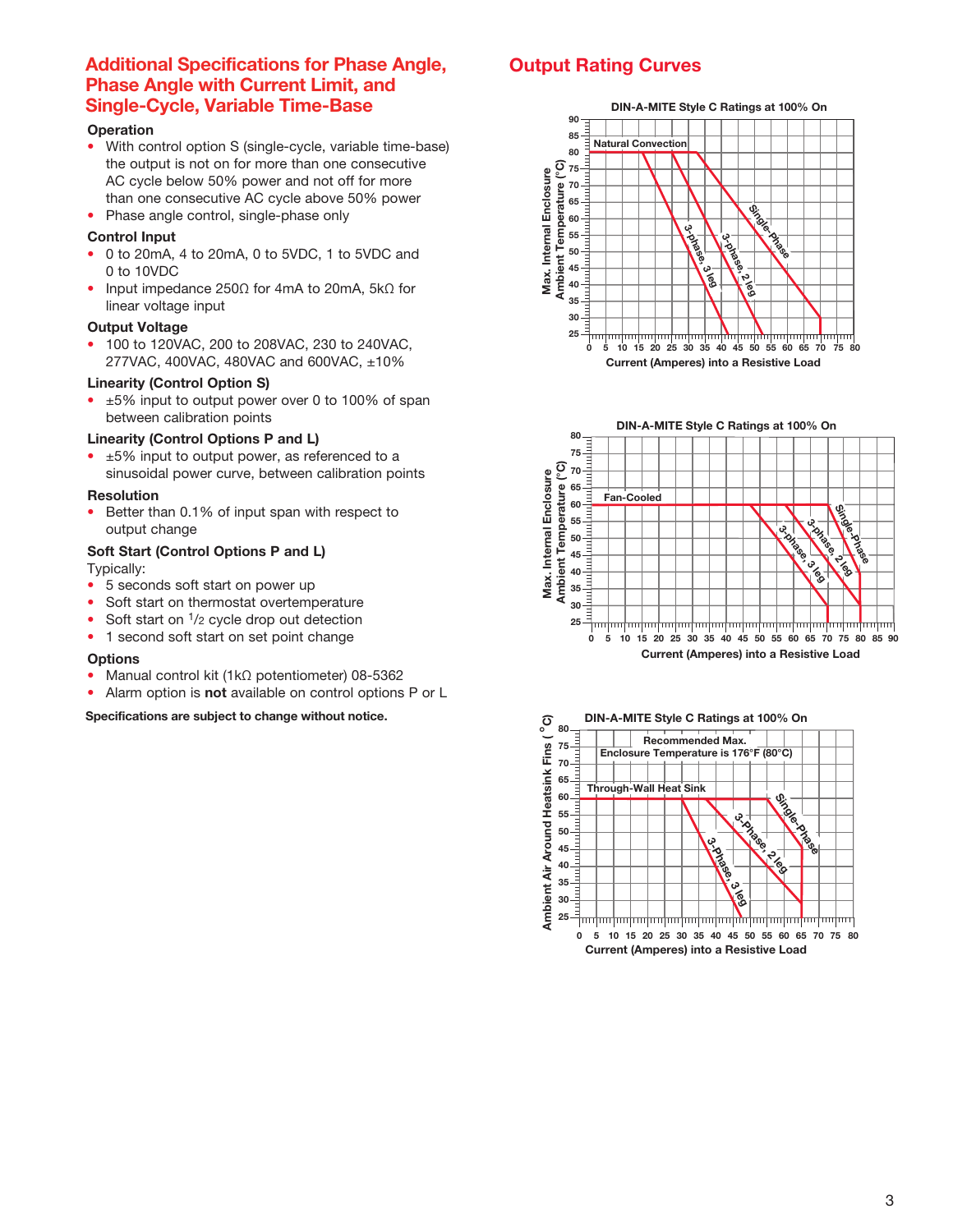## Additional Specifications for Phase Angle, Phase Angle with Current Limit, and Single-Cycle, Variable Time-Base

### Operation

- With control option S (single-cycle, variable time-base) the output is not on for more than one consecutive AC cycle below 50% power and not off for more than one consecutive AC cycle above 50% power
- Phase angle control, single-phase only

### Control Input

- 0 to 20mA, 4 to 20mA, 0 to 5VDC, 1 to 5VDC and 0 to 10VDC
- Input impedance 250Ω for 4mA to 20mA, 5kΩ for linear voltage input

### Output Voltage

- 100 to 120VAC, 200 to 208VAC, 230 to 240VAC, 277VAC, 400VAC, 480VAC and 600VAC, ±10%

### Linearity (Control Option S)

- ±5% input to output power over 0 to 100% of span between calibration points

### Linearity (Control Options P and L)

- ±5% input to output power, as referenced to a sinusoidal power curve, between calibration points

### Resolution

- Better than 0.1% of input span with respect to output change

### Soft Start (Control Options P and L)

Typically:

- 5 seconds soft start on power up
- Soft start on thermostat overtemperature
- Soft start on 1/2 cycle drop out detection
- 1 second soft start on set point change

### Options

- Manual control kit (1kΩ potentiometer) 08-5362
- Alarm option is **not** available on control options P or L

**Specifications are subject to change without notice.**

## Output Rating Curves

**DIN-A-MITE Style C Ratings at 100% On** (Natural Convection)

Y-axis: Max. Internal Enclosure Ambient Temperature (°C)
X-axis: Current (Amperes) into a Resistive Load
Curves: 3-phase, 3 leg; 3-phase, 2 leg; Single-Phase

**DIN-A-MITE Style C Ratings at 100% On** (Fan-Cooled)

Y-axis: Max. Internal Enclosure Ambient Temperature (°C)
X-axis: Current (Amperes) into a Resistive Load
Curves: 3-phase, 3 leg; 3-phase, 2 leg; Single-Phase

**DIN-A-MITE Style C Ratings at 100% On** (Through-Wall Heat Sink)

Recommended Max. Enclosure Temperature is 176°F (80°C)

Y-axis: Ambient Air Around Heatsink Fins (°C)
X-axis: Current (Amperes) into a Resistive Load
Curves: 3-Phase, 3 leg; 3-Phase, 2 leg; Single-Phase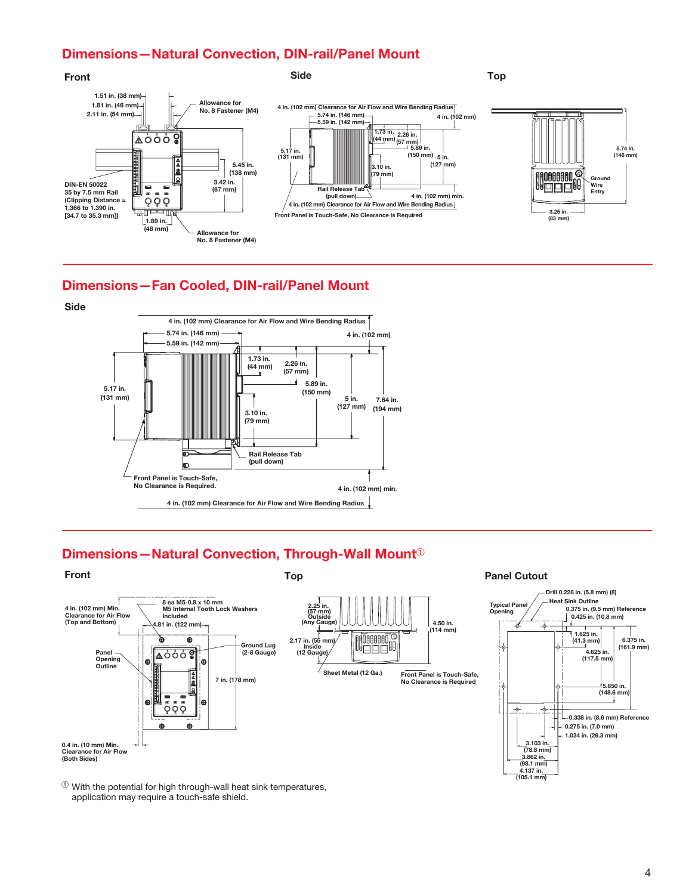## Dimensions—Natural Convection, DIN-rail/Panel Mount

### Front

1.51 in. (38 mm)
1.81 in. (46 mm)
2.11 in. (54 mm)
Allowance for No. 8 Fastener (M4)
5.45 in. (138 mm)
3.42 in. (87 mm)
DIN-EN 50022
35 by 7.5 mm Rail
(Clipping Distance = 1.366 to 1.390 in. [34.7 to 35.3 mm])
1.89 in. (48 mm)
Allowance for No. 8 Fastener (M4)

### Side

4 in. (102 mm) Clearance for Air Flow and Wire Bending Radius
5.74 in. (146 mm)
5.59 in. (142 mm)
4 in. (102 mm)
1.73 in. (44 mm)
2.26 in. (57 mm)
5.89 in. (150 mm)
5 in. (127 mm)
5.17 in. (131 mm)
3.10 in. (79 mm)
Rail Release Tab (pull down)
4 in. (102 mm) min.
4 in. (102 mm) Clearance for Air Flow and Wire Bending Radius
Front Panel is Touch-Safe, No Clearance is Required

### Top

5.74 in. (146 mm)
Ground Wire Entry
3.25 in. (83 mm)

## Dimensions—Fan Cooled, DIN-rail/Panel Mount

### Side

4 in. (102 mm) Clearance for Air Flow and Wire Bending Radius
5.74 in. (146 mm)
5.59 in. (142 mm)
4 in. (102 mm)
1.73 in. (44 mm)
2.26 in. (57 mm)
5.89 in. (150 mm)
5 in. (127 mm)
7.64 in. (194 mm)
5.17 in. (131 mm)
3.10 in. (79 mm)
Rail Release Tab (pull down)
Front Panel is Touch-Safe, No Clearance is Required.
4 in. (102 mm) min.
4 in. (102 mm) Clearance for Air Flow and Wire Bending Radius

## Dimensions—Natural Convection, Through-Wall Mount①

### Front

4 in. (102 mm) Min. Clearance for Air Flow (Top and Bottom)
8 ea M5-0.8 x 10 mm M5 Internal Tooth Lock Washers Included
4.81 in. (122 mm)
Ground Lug (2-8 Gauge)
Panel Opening Outline
7 in. (178 mm)
0.4 in. (10 mm) Min. Clearance for Air Flow (Both Sides)

### Top

2.25 in. (57 mm) Outside (Any Gauge)
4.50 in. (114 mm)
2.17 in. (55 mm) Inside (12 Gauge)
Sheet Metal (12 Ga.)
Front Panel is Touch-Safe, No Clearance is Required

### Panel Cutout

Drill 0.228 in. (5.8 mm) (8)
Heat Sink Outline
Typical Panel Opening
0.375 in. (9.5 mm) Reference
0.425 in. (10.8 mm)
1.625 in. (41.3 mm)
6.375 in. (161.9 mm)
4.625 in. (117.5 mm)
5.850 in. (148.6 mm)
0.338 in. (8.6 mm) Reference
0.275 in. (7.0 mm)
1.034 in. (26.3 mm)
3.103 in. (78.8 mm)
3.862 in. (98.1 mm)
4.137 in. (105.1 mm)

① With the potential for high through-wall heat sink temperatures, application may require a touch-safe shield.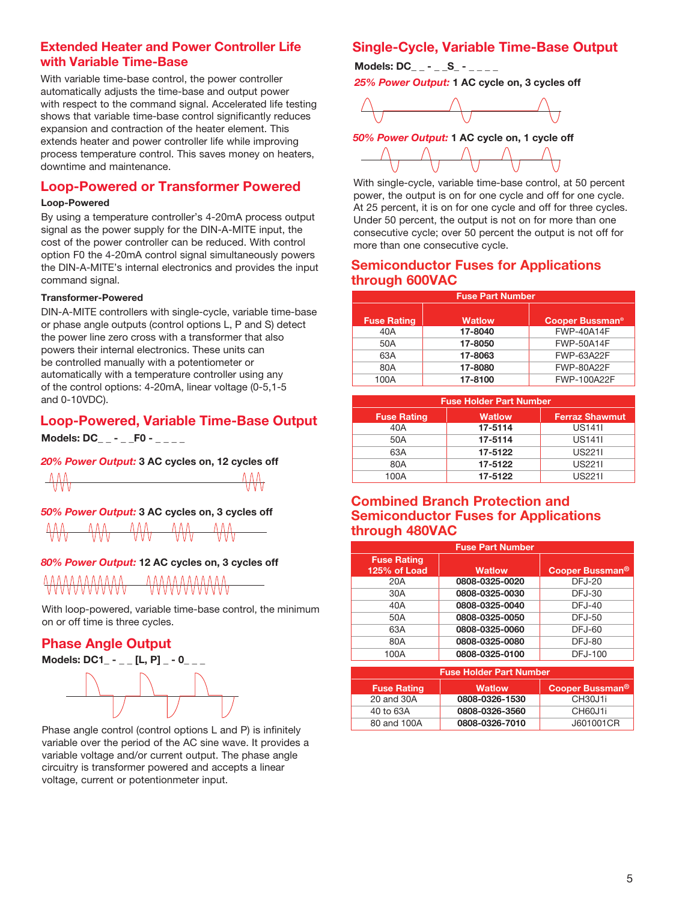## Extended Heater and Power Controller Life with Variable Time-Base

With variable time-base control, the power controller automatically adjusts the time-base and output power with respect to the command signal. Accelerated life testing shows that variable time-base control significantly reduces expansion and contraction of the heater element. This extends heater and power controller life while improving process temperature control. This saves money on heaters, downtime and maintenance.

## Loop-Powered or Transformer Powered

**Loop-Powered**

By using a temperature controller's 4-20mA process output signal as the power supply for the DIN-A-MITE input, the cost of the power controller can be reduced. With control option F0 the 4-20mA control signal simultaneously powers the DIN-A-MITE's internal electronics and provides the input command signal.

**Transformer-Powered**

DIN-A-MITE controllers with single-cycle, variable time-base or phase angle outputs (control options L, P and S) detect the power line zero cross with a transformer that also powers their internal electronics. These units can be controlled manually with a potentiometer or automatically with a temperature controller using any of the control options: 4-20mA, linear voltage (0-5,1-5 and 0-10VDC).

## Loop-Powered, Variable Time-Base Output

**Models: DC_ _ - _ _F0 - _ _ _ _**

*20% Power Output:* **3 AC cycles on, 12 cycles off**

*50% Power Output:* **3 AC cycles on, 3 cycles off**

*80% Power Output:* **12 AC cycles on, 3 cycles off**

With loop-powered, variable time-base control, the minimum on or off time is three cycles.

## Phase Angle Output

**Models: DC1_ - _ _ [L, P] _ - 0_ _ _**

Phase angle control (control options L and P) is infinitely variable over the period of the AC sine wave. It provides a variable voltage and/or current output. The phase angle circuitry is transformer powered and accepts a linear voltage, current or potentiometer input.

## Single-Cycle, Variable Time-Base Output

**Models: DC_ _ - _ _S_ - _ _ _ _**

*25% Power Output:* **1 AC cycle on, 3 cycles off**

*50% Power Output:* **1 AC cycle on, 1 cycle off**

With single-cycle, variable time-base control, at 50 percent power, the output is on for one cycle and off for one cycle. At 25 percent, it is on for one cycle and off for three cycles. Under 50 percent, the output is not on for more than one consecutive cycle; over 50 percent the output is not off for more than one consecutive cycle.

## Semiconductor Fuses for Applications through 600VAC

| Fuse Part Number | | |
|---|---|---|
| **Fuse Rating** | **Watlow** | **Cooper Bussman®** |
| 40A | **17-8040** | FWP-40A14F |
| 50A | **17-8050** | FWP-50A14F |
| 63A | **17-8063** | FWP-63A22F |
| 80A | **17-8080** | FWP-80A22F |
| 100A | **17-8100** | FWP-100A22F |

| Fuse Holder Part Number | | |
|---|---|---|
| **Fuse Rating** | **Watlow** | **Ferraz Shawmut** |
| 40A | **17-5114** | US141I |
| 50A | **17-5114** | US141I |
| 63A | **17-5122** | US221I |
| 80A | **17-5122** | US221I |
| 100A | **17-5122** | US221I |

## Combined Branch Protection and Semiconductor Fuses for Applications through 480VAC

| Fuse Part Number | | |
|---|---|---|
| **Fuse Rating 125% of Load** | **Watlow** | **Cooper Bussman®** |
| 20A | **0808-0325-0020** | DFJ-20 |
| 30A | **0808-0325-0030** | DFJ-30 |
| 40A | **0808-0325-0040** | DFJ-40 |
| 50A | **0808-0325-0050** | DFJ-50 |
| 63A | **0808-0325-0060** | DFJ-60 |
| 80A | **0808-0325-0080** | DFJ-80 |
| 100A | **0808-0325-0100** | DFJ-100 |

| Fuse Holder Part Number | | |
|---|---|---|
| **Fuse Rating** | **Watlow** | **Cooper Bussman®** |
| 20 and 30A | **0808-0326-1530** | CH30J1i |
| 40 to 63A | **0808-0326-3560** | CH60J1i |
| 80 and 100A | **0808-0326-7010** | J601001CR |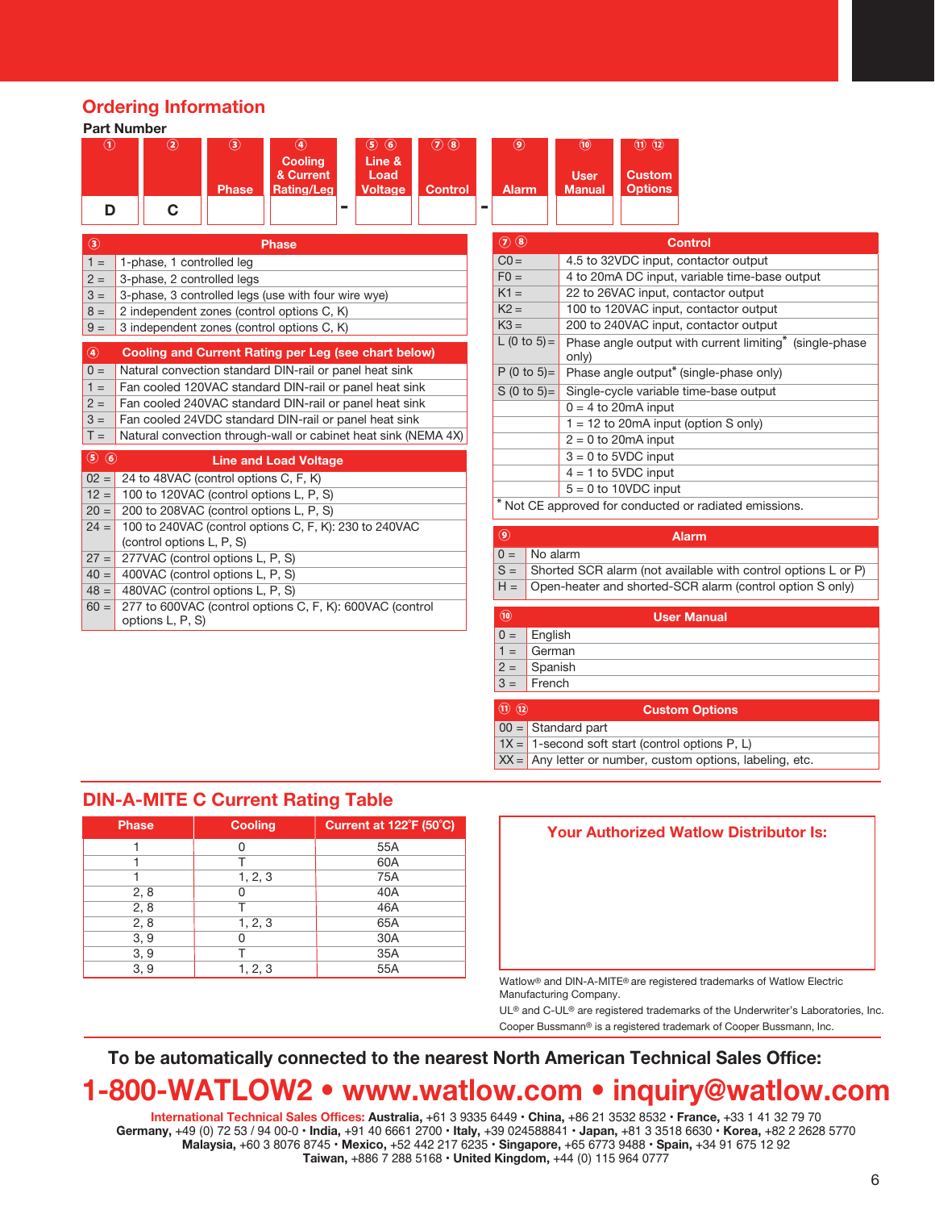## Ordering Information

**Part Number**

| ① | ② | ③ Phase | ④ Cooling & Current Rating/Leg | - | ⑤ ⑥ Line & Load Voltage | ⑦ ⑧ Control | - | ⑨ Alarm | ⑩ User Manual | ⑪ ⑫ Custom Options |
|---|---|---|---|---|---|---|---|---|---|---|
| D | C | | | - | | | - | | | |

| ③ | Phase |
|---|---|
| 1 = | 1-phase, 1 controlled leg |
| 2 = | 3-phase, 2 controlled legs |
| 3 = | 3-phase, 3 controlled legs (use with four wire wye) |
| 8 = | 2 independent zones (control options C, K) |
| 9 = | 3 independent zones (control options C, K) |

| ④ | Cooling and Current Rating per Leg (see chart below) |
|---|---|
| 0 = | Natural convection standard DIN-rail or panel heat sink |
| 1 = | Fan cooled 120VAC standard DIN-rail or panel heat sink |
| 2 = | Fan cooled 240VAC standard DIN-rail or panel heat sink |
| 3 = | Fan cooled 24VDC standard DIN-rail or panel heat sink |
| T = | Natural convection through-wall or cabinet heat sink (NEMA 4X) |

| ⑤ ⑥ | Line and Load Voltage |
|---|---|
| 02 = | 24 to 48VAC (control options C, F, K) |
| 12 = | 100 to 120VAC (control options L, P, S) |
| 20 = | 200 to 208VAC (control options L, P, S) |
| 24 = | 100 to 240VAC (control options C, F, K): 230 to 240VAC (control options L, P, S) |
| 27 = | 277VAC (control options L, P, S) |
| 40 = | 400VAC (control options L, P, S) |
| 48 = | 480VAC (control options L, P, S) |
| 60 = | 277 to 600VAC (control options C, F, K): 600VAC (control options L, P, S) |

| ⑦ ⑧ | Control |
|---|---|
| C0 = | 4.5 to 32VDC input, contactor output |
| F0 = | 4 to 20mA DC input, variable time-base output |
| K1 = | 22 to 26VAC input, contactor output |
| K2 = | 100 to 120VAC input, contactor output |
| K3 = | 200 to 240VAC input, contactor output |
| L (0 to 5) = | Phase angle output with current limiting* (single-phase only) |
| P (0 to 5) = | Phase angle output* (single-phase only) |
| S (0 to 5) = | Single-cycle variable time-base output |
| | 0 = 4 to 20mA input |
| | 1 = 12 to 20mA input (option S only) |
| | 2 = 0 to 20mA input |
| | 3 = 0 to 5VDC input |
| | 4 = 1 to 5VDC input |
| | 5 = 0 to 10VDC input |

* Not CE approved for conducted or radiated emissions.

| ⑨ | Alarm |
|---|---|
| 0 = | No alarm |
| S = | Shorted SCR alarm (not available with control options L or P) |
| H = | Open-heater and shorted-SCR alarm (control option S only) |

| ⑩ | User Manual |
|---|---|
| 0 = | English |
| 1 = | German |
| 2 = | Spanish |
| 3 = | French |

| ⑪ ⑫ | Custom Options |
|---|---|
| 00 = | Standard part |
| 1X = | 1-second soft start (control options P, L) |
| XX = | Any letter or number, custom options, labeling, etc. |

## DIN-A-MITE C Current Rating Table

| Phase | Cooling | Current at 122˚F (50˚C) |
|---|---|---|
| 1 | 0 | 55A |
| 1 | T | 60A |
| 1 | 1, 2, 3 | 75A |
| 2, 8 | 0 | 40A |
| 2, 8 | T | 46A |
| 2, 8 | 1, 2, 3 | 65A |
| 3, 9 | 0 | 30A |
| 3, 9 | T | 35A |
| 3, 9 | 1, 2, 3 | 55A |

**Your Authorized Watlow Distributor Is:**

Watlow® and DIN-A-MITE® are registered trademarks of Watlow Electric Manufacturing Company.

UL® and C-UL® are registered trademarks of the Underwriter's Laboratories, Inc.

Cooper Bussmann® is a registered trademark of Cooper Bussmann, Inc.

**To be automatically connected to the nearest North American Technical Sales Office:**

**1-800-WATLOW2 • www.watlow.com • inquiry@watlow.com**

International Technical Sales Offices: **Australia,** +61 3 9335 6449 • **China,** +86 21 3532 8532 • **France,** +33 1 41 32 79 70 **Germany,** +49 (0) 72 53 / 94 00-0 • **India,** +91 40 6661 2700 • **Italy,** +39 024588841 • **Japan,** +81 3 3518 6630 • **Korea,** +82 2 2628 5770 **Malaysia,** +60 3 8076 8745 • **Mexico,** +52 442 217 6235 • **Singapore,** +65 6773 9488 • **Spain,** +34 91 675 12 92 **Taiwan,** +886 7 288 5168 • **United Kingdom,** +44 (0) 115 964 0777